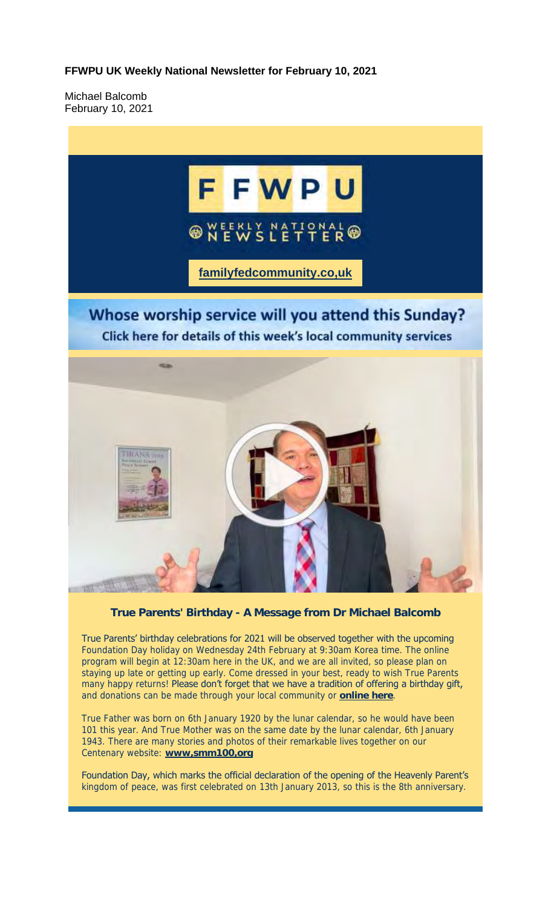**FFWPU UK Weekly National Newsletter for February 10, 2021**

Michael Balcomb
February 10, 2021

FFWPU

WEEKLY NATIONAL NEWSLETTER

familyfedcommunity.co,uk

Whose worship service will you attend this Sunday?
Click here for details of this week's local community services

**True Parents' Birthday - A Message from Dr Michael Balcomb**

True Parents' birthday celebrations for 2021 will be observed together with the upcoming Foundation Day holiday on Wednesday 24th February at 9:30am Korea time. The online program will begin at 12:30am here in the UK, and we are all invited, so please plan on staying up late or getting up early. Come dressed in your best, ready to wish True Parents many happy returns! Please don't forget that we have a tradition of offering a birthday gift, and donations can be made through your local community or **online here**.

True Father was born on 6th January 1920 by the lunar calendar, so he would have been 101 this year. And True Mother was on the same date by the lunar calendar, 6th January 1943. There are many stories and photos of their remarkable lives together on our Centenary website: **www,smm100,org**

Foundation Day, which marks the official declaration of the opening of the Heavenly Parent's kingdom of peace, was first celebrated on 13th January 2013, so this is the 8th anniversary.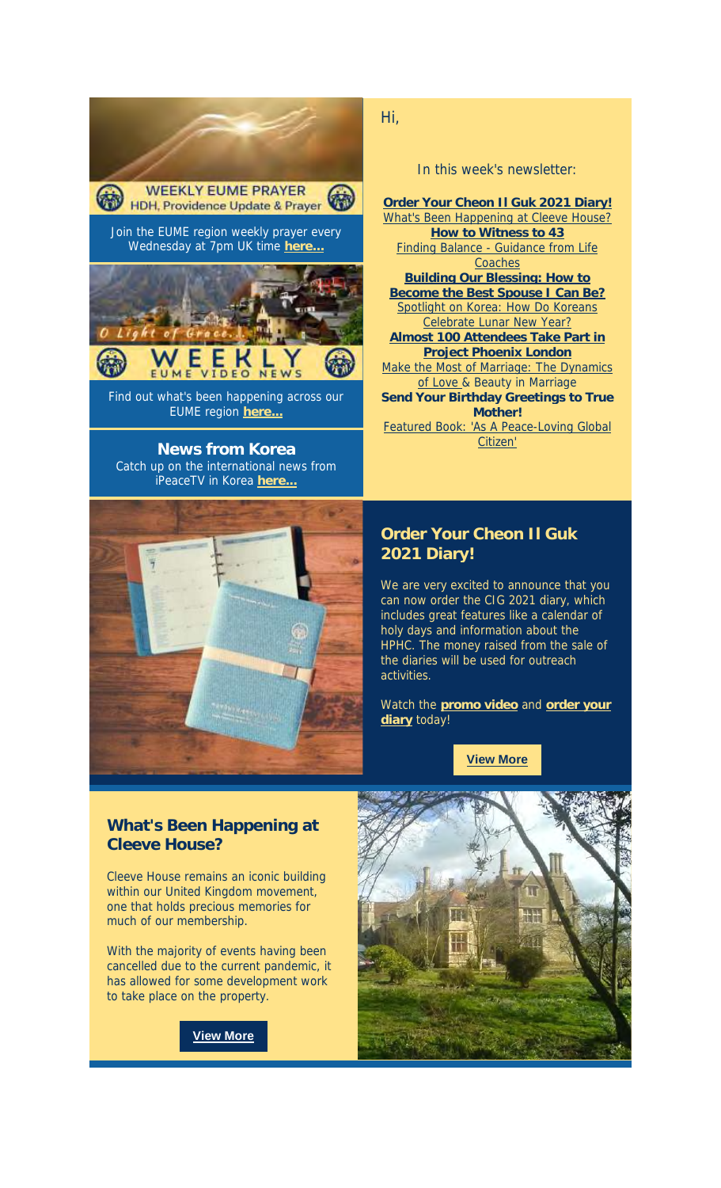**WEEKLY EUME PRAYER**
HDH, Providence Update & Prayer

Join the EUME region weekly prayer every Wednesday at 7pm UK time **here...**

**WEEKLY EUME VIDEO NEWS**

Find out what's been happening across our EUME region **here...**

**News from Korea**

Catch up on the international news from iPeaceTV in Korea **here...**

Hi,

In this week's newsletter:

**Order Your Cheon Il Guk 2021 Diary!**
What's Been Happening at Cleeve House?
**How to Witness to 43**
Finding Balance - Guidance from Life Coaches
**Building Our Blessing: How to Become the Best Spouse I Can Be?**
Spotlight on Korea: How Do Koreans Celebrate Lunar New Year?
**Almost 100 Attendees Take Part in Project Phoenix London**
Make the Most of Marriage: The Dynamics of Love & Beauty in Marriage
**Send Your Birthday Greetings to True Mother!**
Featured Book: 'As A Peace-Loving Global Citizen'

## Order Your Cheon Il Guk 2021 Diary!

We are very excited to announce that you can now order the CIG 2021 diary, which includes great features like a calendar of holy days and information about the HPHC. The money raised from the sale of the diaries will be used for outreach activities.

Watch the **promo video** and **order your diary** today!

**View More**

## What's Been Happening at Cleeve House?

Cleeve House remains an iconic building within our United Kingdom movement, one that holds precious memories for much of our membership.

With the majority of events having been cancelled due to the current pandemic, it has allowed for some development work to take place on the property.

**View More**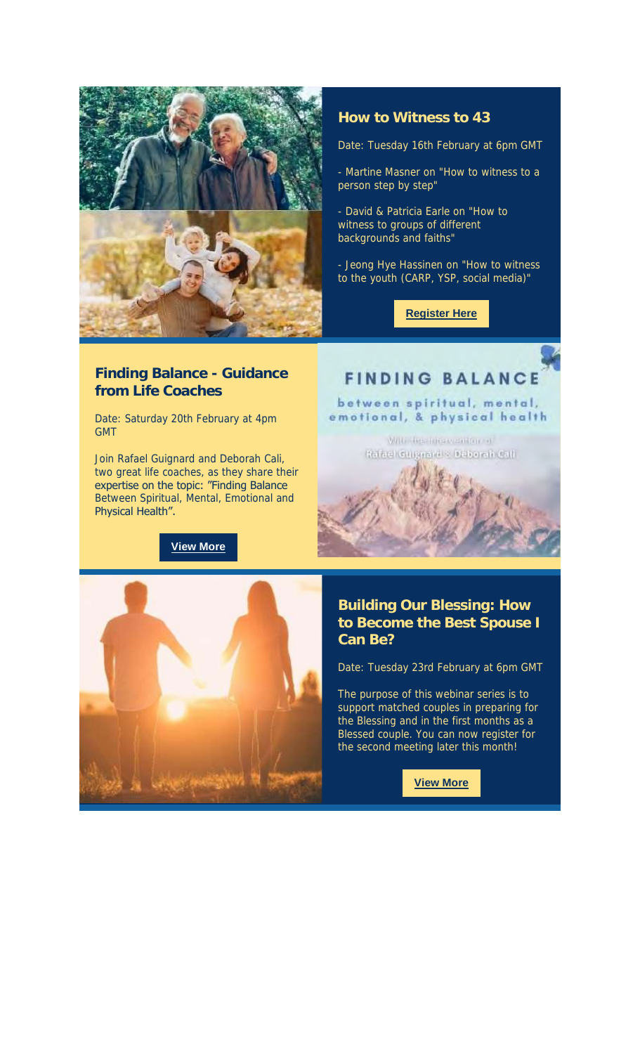### How to Witness to 43

Date: Tuesday 16th February at 6pm GMT

- Martine Masner on "How to witness to a person step by step"
- David & Patricia Earle on "How to witness to groups of different backgrounds and faiths"
- Jeong Hye Hassinen on "How to witness to the youth (CARP, YSP, social media)"

**Register Here**

### Finding Balance - Guidance from Life Coaches

Date: Saturday 20th February at 4pm GMT

Join Rafael Guignard and Deborah Cali, two great life coaches, as they share their expertise on the topic: "Finding Balance Between Spiritual, Mental, Emotional and Physical Health".

**View More**

FINDING BALANCE

between spiritual, mental, emotional, & physical health

With the intervention of Rafael Guignard & Deborah Cali

### Building Our Blessing: How to Become the Best Spouse I Can Be?

Date: Tuesday 23rd February at 6pm GMT

The purpose of this webinar series is to support matched couples in preparing for the Blessing and in the first months as a Blessed couple. You can now register for the second meeting later this month!

**View More**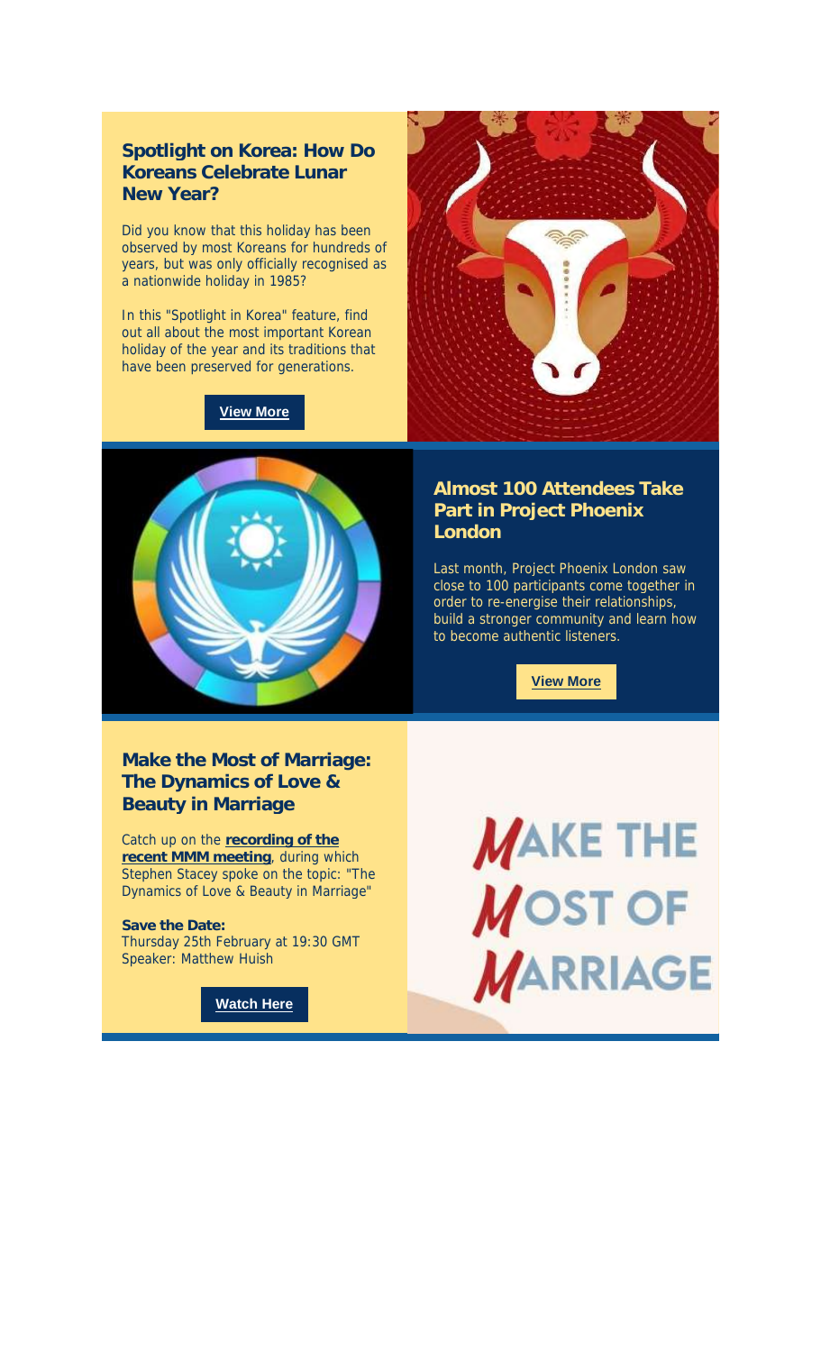## Spotlight on Korea: How Do Koreans Celebrate Lunar New Year?

Did you know that this holiday has been observed by most Koreans for hundreds of years, but was only officially recognised as a nationwide holiday in 1985?

In this "Spotlight in Korea" feature, find out all about the most important Korean holiday of the year and its traditions that have been preserved for generations.

**View More**

## Almost 100 Attendees Take Part in Project Phoenix London

Last month, Project Phoenix London saw close to 100 participants come together in order to re-energise their relationships, build a stronger community and learn how to become authentic listeners.

**View More**

## Make the Most of Marriage: The Dynamics of Love & Beauty in Marriage

Catch up on the **recording of the recent MMM meeting**, during which Stephen Stacey spoke on the topic: "The Dynamics of Love & Beauty in Marriage"

**Save the Date:**
Thursday 25th February at 19:30 GMT
Speaker: Matthew Huish

**Watch Here**

MAKE THE MOST OF MARRIAGE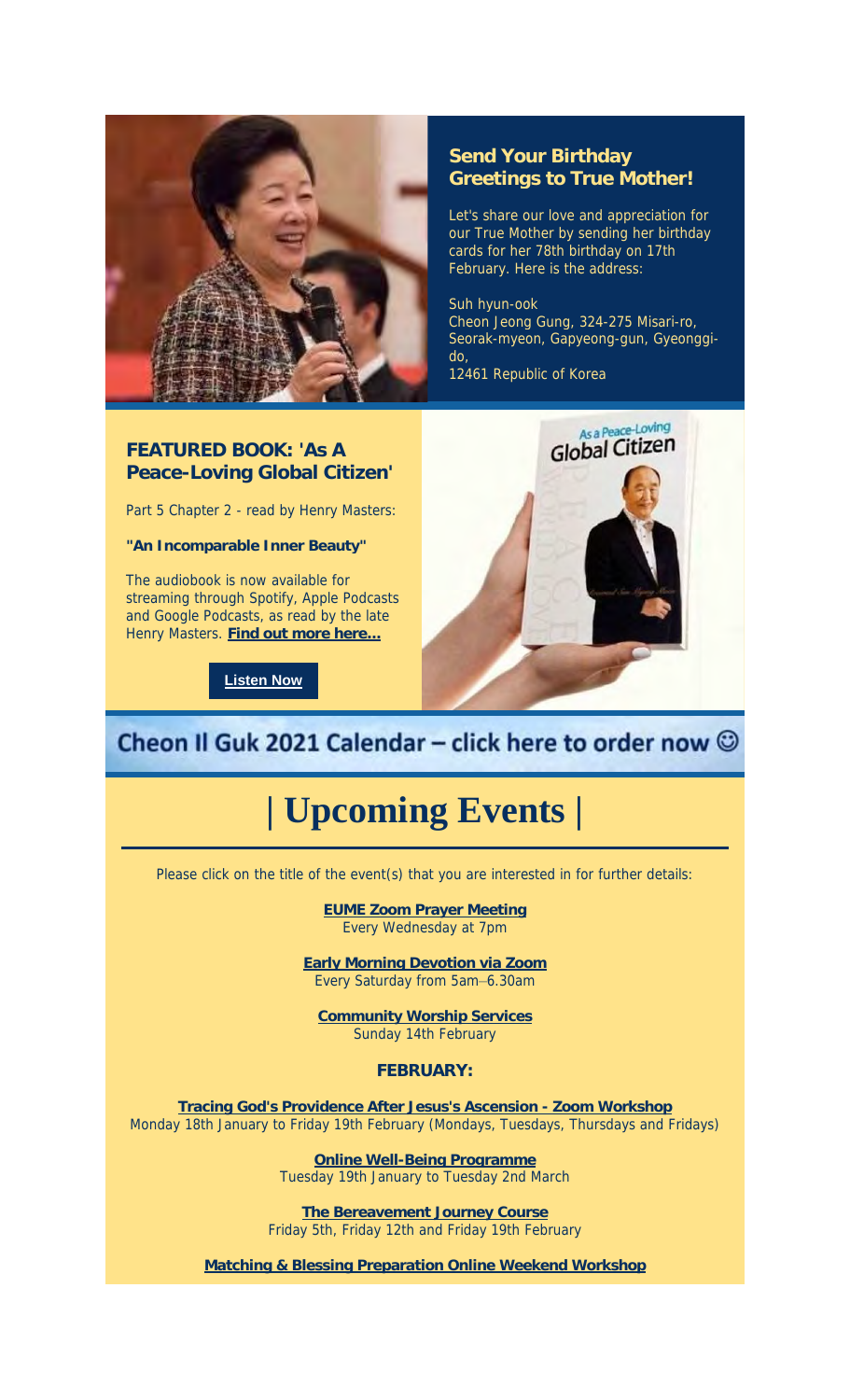## Send Your Birthday Greetings to True Mother!

Let's share our love and appreciation for our True Mother by sending her birthday cards for her 78th birthday on 17th February. Here is the address:

Suh hyun-ook
Cheon Jeong Gung, 324-275 Misari-ro, Seorak-myeon, Gapyeong-gun, Gyeonggi-do,
12461 Republic of Korea

## FEATURED BOOK: 'As A Peace-Loving Global Citizen'

Part 5 Chapter 2 - read by Henry Masters:

**"An Incomparable Inner Beauty"**

The audiobook is now available for streaming through Spotify, Apple Podcasts and Google Podcasts, as read by the late Henry Masters. **Find out more here...**

**Listen Now**

## Cheon Il Guk 2021 Calendar – click here to order now ☺

# | Upcoming Events |

Please click on the title of the event(s) that you are interested in for further details:

**EUME Zoom Prayer Meeting**
Every Wednesday at 7pm

**Early Morning Devotion via Zoom**
Every Saturday from 5am–6.30am

**Community Worship Services**
Sunday 14th February

### FEBRUARY:

**Tracing God's Providence After Jesus's Ascension - Zoom Workshop**
Monday 18th January to Friday 19th February (Mondays, Tuesdays, Thursdays and Fridays)

**Online Well-Being Programme**
Tuesday 19th January to Tuesday 2nd March

**The Bereavement Journey Course**
Friday 5th, Friday 12th and Friday 19th February

**Matching & Blessing Preparation Online Weekend Workshop**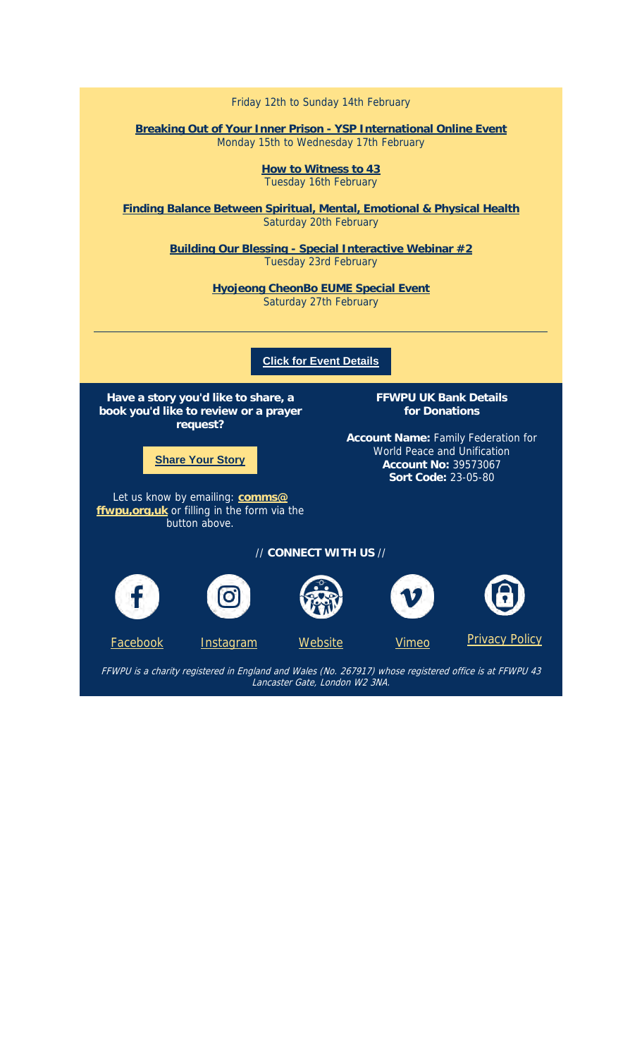Friday 12th to Sunday 14th February

**Breaking Out of Your Inner Prison - YSP International Online Event**
Monday 15th to Wednesday 17th February

**How to Witness to 43**
Tuesday 16th February

**Finding Balance Between Spiritual, Mental, Emotional & Physical Health**
Saturday 20th February

**Building Our Blessing - Special Interactive Webinar #2**
Tuesday 23rd February

**Hyojeong CheonBo EUME Special Event**
Saturday 27th February

---

**Click for Event Details**

**Have a story you'd like to share, a book you'd like to review or a prayer request?**

**Share Your Story**

Let us know by emailing: **comms@ffwpu,org,uk** or filling in the form via the button above.

**FFWPU UK Bank Details for Donations**

**Account Name:** Family Federation for World Peace and Unification
**Account No:** 39573067
**Sort Code:** 23-05-80

// **CONNECT WITH US** //

Facebook | Instagram | Website | Vimeo | Privacy Policy

*FFWPU is a charity registered in England and Wales (No. 267917) whose registered office is at FFWPU 43 Lancaster Gate, London W2 3NA.*